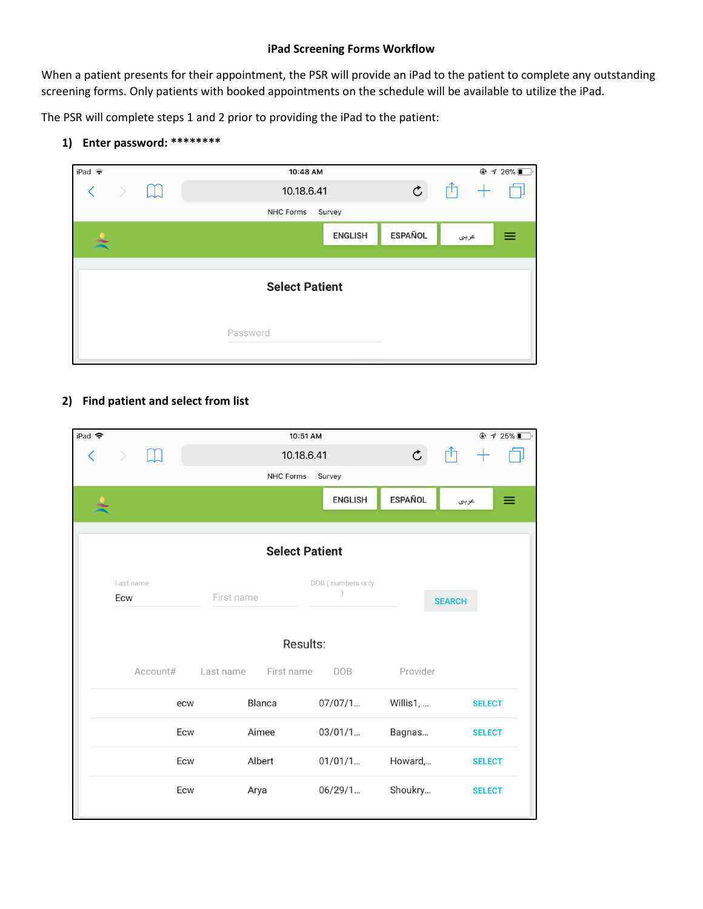### iPad Screening Forms Workflow

When a patient presents for their appointment, the PSR will provide an iPad to the patient to complete any outstanding screening forms. Only patients with booked appointments on the schedule will be available to utilize the iPad.

The PSR will complete steps 1 and 2 prior to providing the iPad to the patient:

1) **Enter password: ********

iPad 10:48 AM 26%

10.18.6.41

NHC Forms Survey

ENGLISH ESPAÑOL عربي

**Select Patient**

Password

2) **Find patient and select from list**

iPad 10:51 AM 25%

10.18.6.41

NHC Forms Survey

ENGLISH ESPAÑOL عربي

**Select Patient**

Last name: Ecw | First name | DOB ( numbers only ) | SEARCH

Results:

| Account# | Last name | First name | DOB | Provider | |
|---|---|---|---|---|---|
| | ecw | Blanca | 07/07/1... | Willis1, ... | SELECT |
| | Ecw | Aimee | 03/01/1... | Bagnas... | SELECT |
| | Ecw | Albert | 01/01/1... | Howard,... | SELECT |
| | Ecw | Arya | 06/29/1... | Shoukry... | SELECT |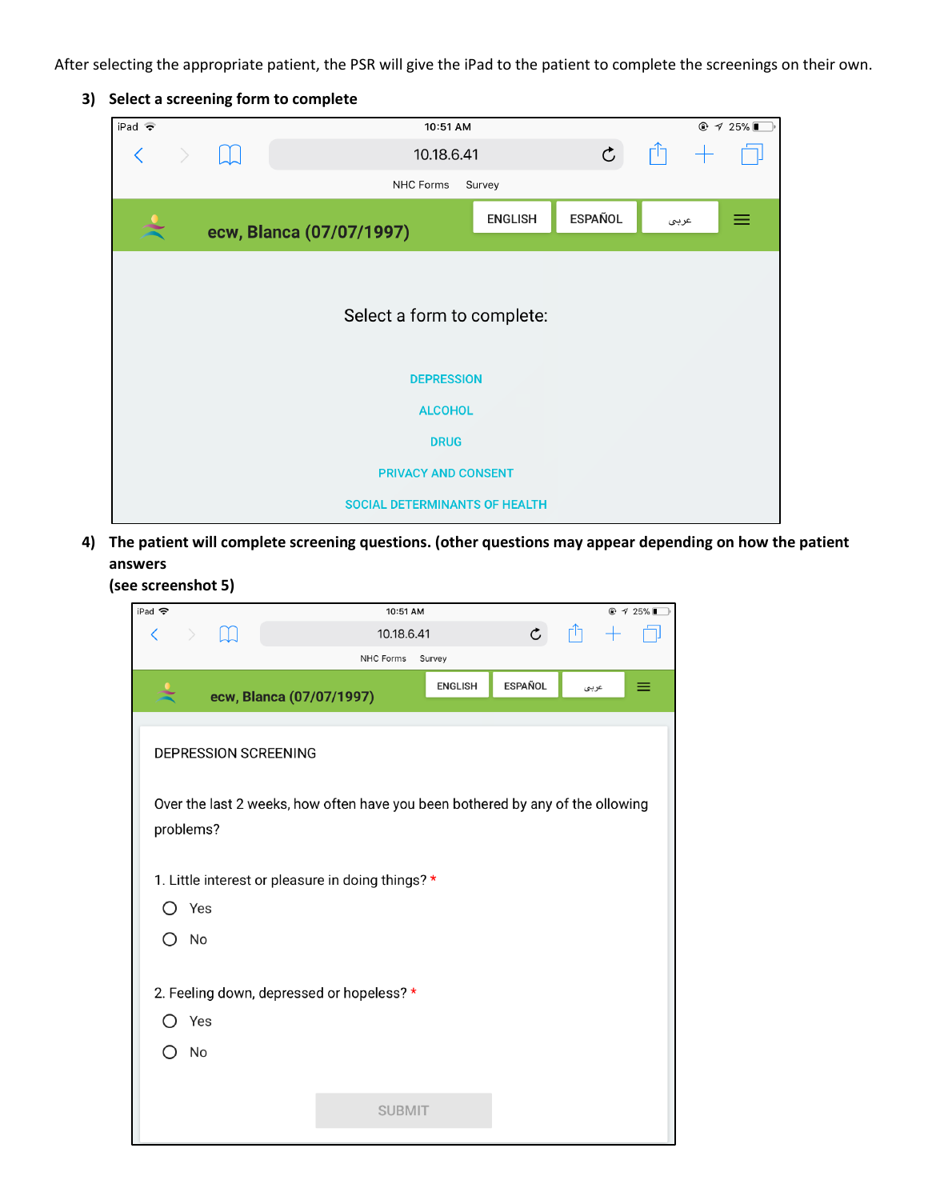After selecting the appropriate patient, the PSR will give the iPad to the patient to complete the screenings on their own.

3) **Select a screening form to complete**

iPad 10:51 AM 25%

10.18.6.41

NHC Forms Survey

ecw, Blanca (07/07/1997)

ENGLISH ESPAÑOL عربي

Select a form to complete:

DEPRESSION

ALCOHOL

DRUG

PRIVACY AND CONSENT

SOCIAL DETERMINANTS OF HEALTH

4) **The patient will complete screening questions. (other questions may appear depending on how the patient answers (see screenshot 5)**

iPad 10:51 AM 25%

10.18.6.41

NHC Forms Survey

ecw, Blanca (07/07/1997)

ENGLISH ESPAÑOL عربي

DEPRESSION SCREENING

Over the last 2 weeks, how often have you been bothered by any of the ollowing problems?

1. Little interest or pleasure in doing things? *

- Yes
- No

2. Feeling down, depressed or hopeless? *

- Yes
- No

SUBMIT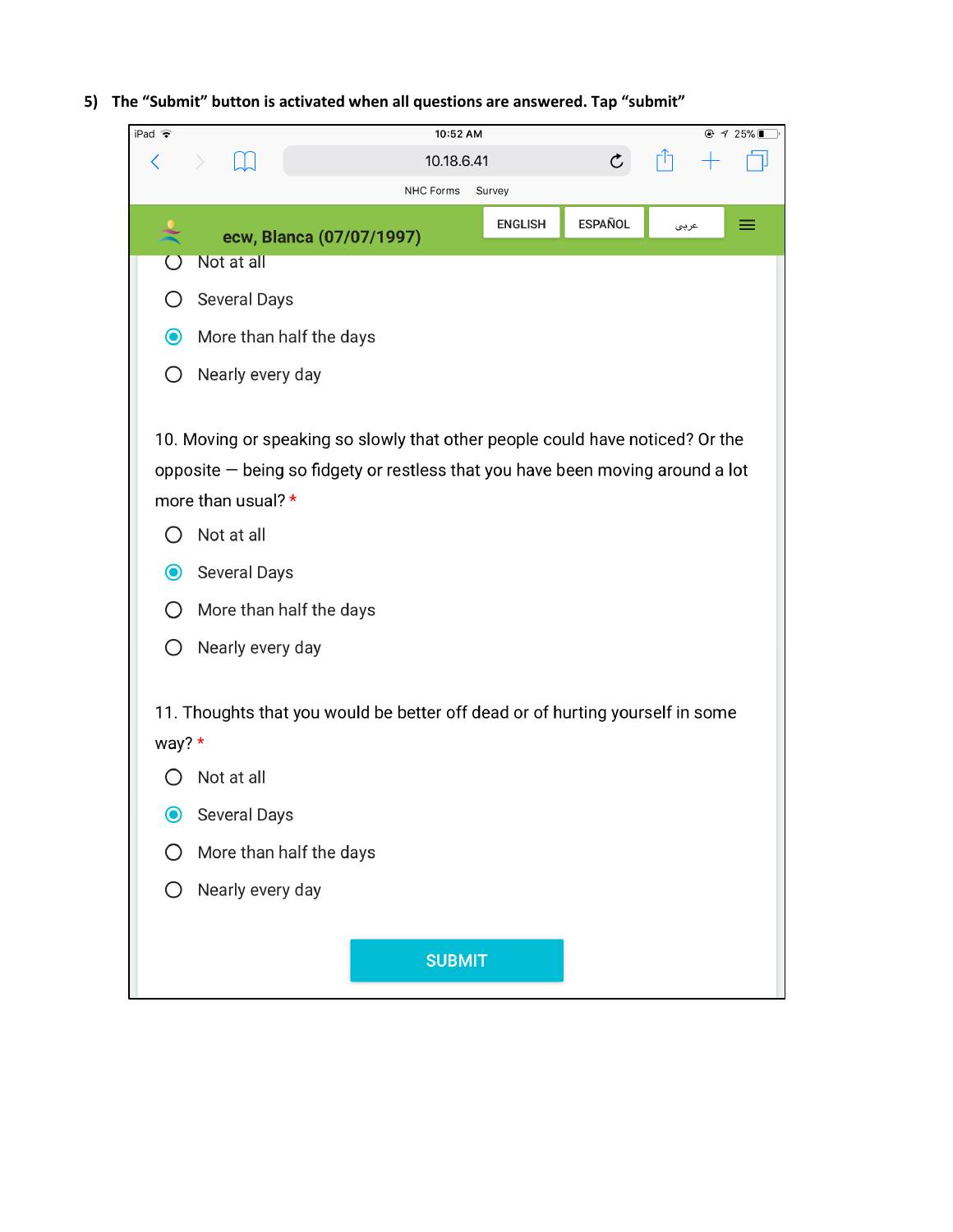**5) The "Submit" button is activated when all questions are answered. Tap "submit"**

iPad 10:52 AM 25%

10.18.6.41

NHC Forms Survey

ecw, Blanca (07/07/1997)

ENGLISH ESPAÑOL عربي

- ○ Not at all
- ○ Several Days
- ◉ More than half the days
- ○ Nearly every day

10. Moving or speaking so slowly that other people could have noticed? Or the opposite — being so fidgety or restless that you have been moving around a lot more than usual? *

- ○ Not at all
- ◉ Several Days
- ○ More than half the days
- ○ Nearly every day

11. Thoughts that you would be better off dead or of hurting yourself in some way? *

- ○ Not at all
- ◉ Several Days
- ○ More than half the days
- ○ Nearly every day

SUBMIT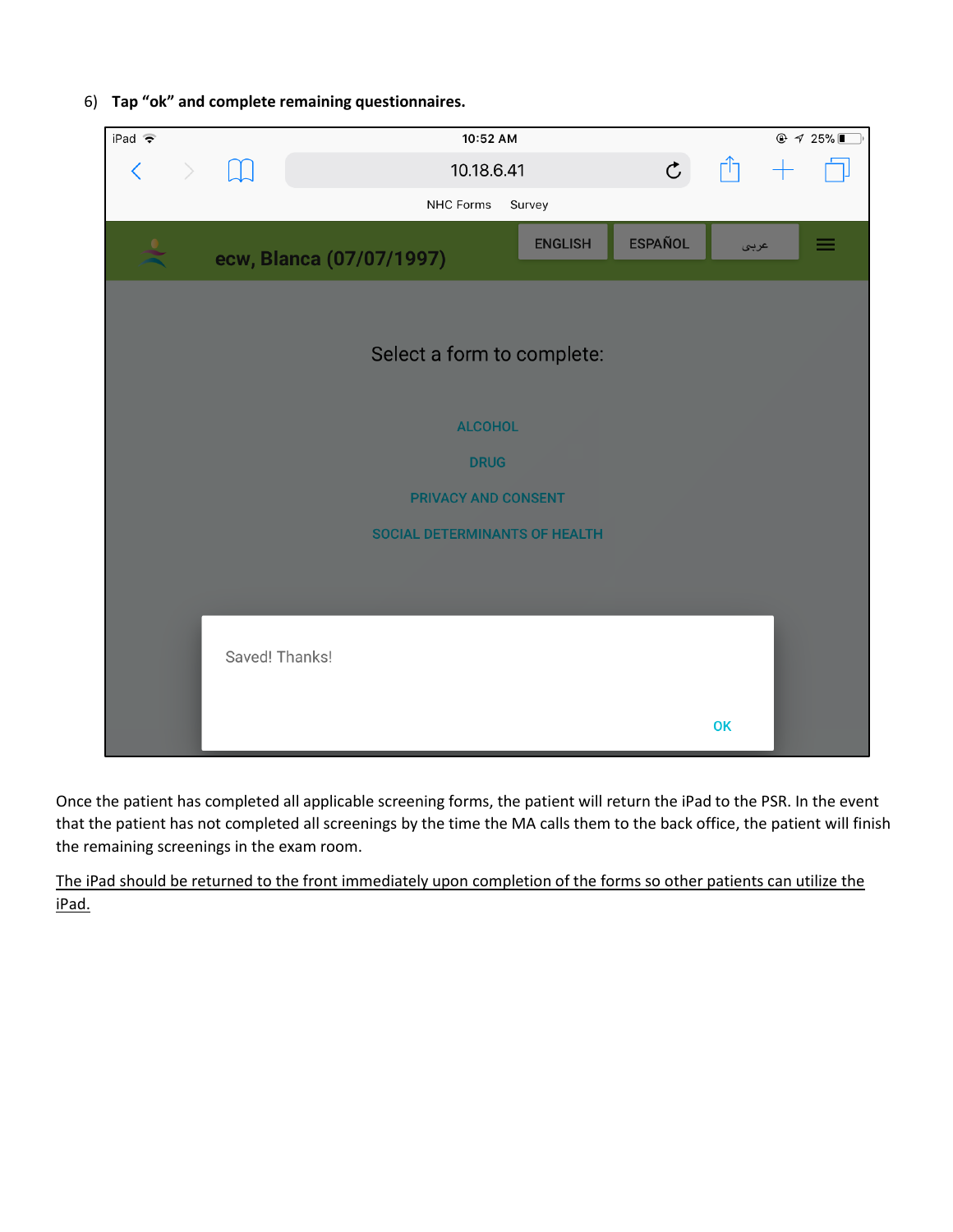6) **Tap "ok" and complete remaining questionnaires.**

Once the patient has completed all applicable screening forms, the patient will return the iPad to the PSR. In the event that the patient has not completed all screenings by the time the MA calls them to the back office, the patient will finish the remaining screenings in the exam room.

<u>The iPad should be returned to the front immediately upon completion of the forms so other patients can utilize the iPad.</u>